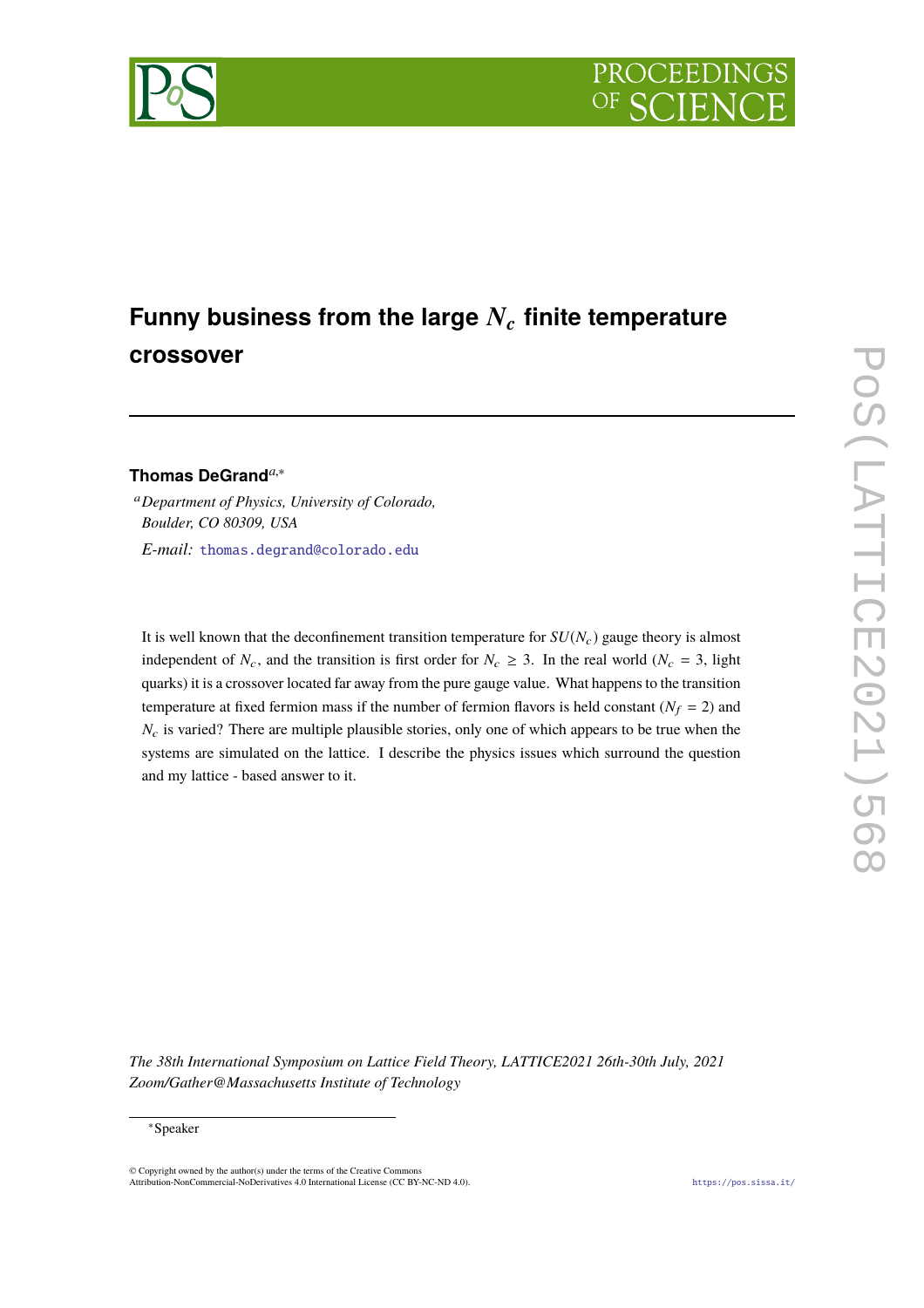# Funny business from the large $N_c$ finite temperature crossover

**Thomas DeGrand**[a,*]

[a] *Department of Physics, University of Colorado, Boulder, CO 80309, USA*

*E-mail:* thomas.degrand@colorado.edu

It is well known that the deconfinement transition temperature for $SU(N_c)$ gauge theory is almost independent of $N_c$, and the transition is first order for $N_c \geq 3$. In the real world ($N_c = 3$, light quarks) it is a crossover located far away from the pure gauge value. What happens to the transition temperature at fixed fermion mass if the number of fermion flavors is held constant ($N_f = 2$) and $N_c$ is varied? There are multiple plausible stories, only one of which appears to be true when the systems are simulated on the lattice. I describe the physics issues which surround the question and my lattice - based answer to it.

*The 38th International Symposium on Lattice Field Theory, LATTICE2021 26th-30th July, 2021 Zoom/Gather@Massachusetts Institute of Technology*

[*] Speaker

© Copyright owned by the author(s) under the terms of the Creative Commons Attribution-NonCommercial-NoDerivatives 4.0 International License (CC BY-NC-ND 4.0).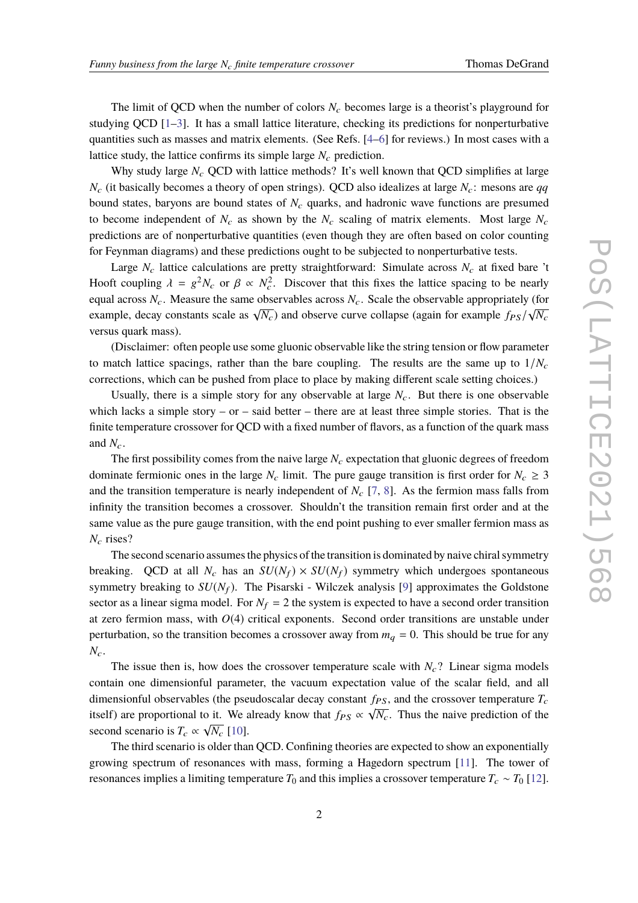The limit of QCD when the number of colors $N_c$ becomes large is a theorist's playground for studying QCD [1–3]. It has a small lattice literature, checking its predictions for nonperturbative quantities such as masses and matrix elements. (See Refs. [4–6] for reviews.) In most cases with a lattice study, the lattice confirms its simple large $N_c$ prediction.

Why study large $N_c$ QCD with lattice methods? It's well known that QCD simplifies at large $N_c$ (it basically becomes a theory of open strings). QCD also idealizes at large $N_c$: mesons are $qq$ bound states, baryons are bound states of $N_c$ quarks, and hadronic wave functions are presumed to become independent of $N_c$ as shown by the $N_c$ scaling of matrix elements. Most large $N_c$ predictions are of nonperturbative quantities (even though they are often based on color counting for Feynman diagrams) and these predictions ought to be subjected to nonperturbative tests.

Large $N_c$ lattice calculations are pretty straightforward: Simulate across $N_c$ at fixed bare 't Hooft coupling $\lambda = g^2 N_c$ or $\beta \propto N_c^2$. Discover that this fixes the lattice spacing to be nearly equal across $N_c$. Measure the same observables across $N_c$. Scale the observable appropriately (for example, decay constants scale as $\sqrt{N_c}$) and observe curve collapse (again for example $f_{PS}/\sqrt{N_c}$ versus quark mass).

(Disclaimer: often people use some gluonic observable like the string tension or flow parameter to match lattice spacings, rather than the bare coupling. The results are the same up to $1/N_c$ corrections, which can be pushed from place to place by making different scale setting choices.)

Usually, there is a simple story for any observable at large $N_c$. But there is one observable which lacks a simple story – or – said better – there are at least three simple stories. That is the finite temperature crossover for QCD with a fixed number of flavors, as a function of the quark mass and $N_c$.

The first possibility comes from the naive large $N_c$ expectation that gluonic degrees of freedom dominate fermionic ones in the large $N_c$ limit. The pure gauge transition is first order for $N_c \geq 3$ and the transition temperature is nearly independent of $N_c$ [7, 8]. As the fermion mass falls from infinity the transition becomes a crossover. Shouldn't the transition remain first order and at the same value as the pure gauge transition, with the end point pushing to ever smaller fermion mass as $N_c$ rises?

The second scenario assumes the physics of the transition is dominated by naive chiral symmetry breaking. QCD at all $N_c$ has an $SU(N_f) \times SU(N_f)$ symmetry which undergoes spontaneous symmetry breaking to $SU(N_f)$. The Pisarski - Wilczek analysis [9] approximates the Goldstone sector as a linear sigma model. For $N_f = 2$ the system is expected to have a second order transition at zero fermion mass, with $O(4)$ critical exponents. Second order transitions are unstable under perturbation, so the transition becomes a crossover away from $m_q = 0$. This should be true for any $N_c$.

The issue then is, how does the crossover temperature scale with $N_c$? Linear sigma models contain one dimensionful parameter, the vacuum expectation value of the scalar field, and all dimensionful observables (the pseudoscalar decay constant $f_{PS}$, and the crossover temperature $T_c$ itself) are proportional to it. We already know that $f_{PS} \propto \sqrt{N_c}$. Thus the naive prediction of the second scenario is $T_c \propto \sqrt{N_c}$ [10].

The third scenario is older than QCD. Confining theories are expected to show an exponentially growing spectrum of resonances with mass, forming a Hagedorn spectrum [11]. The tower of resonances implies a limiting temperature $T_0$ and this implies a crossover temperature $T_c \sim T_0$ [12].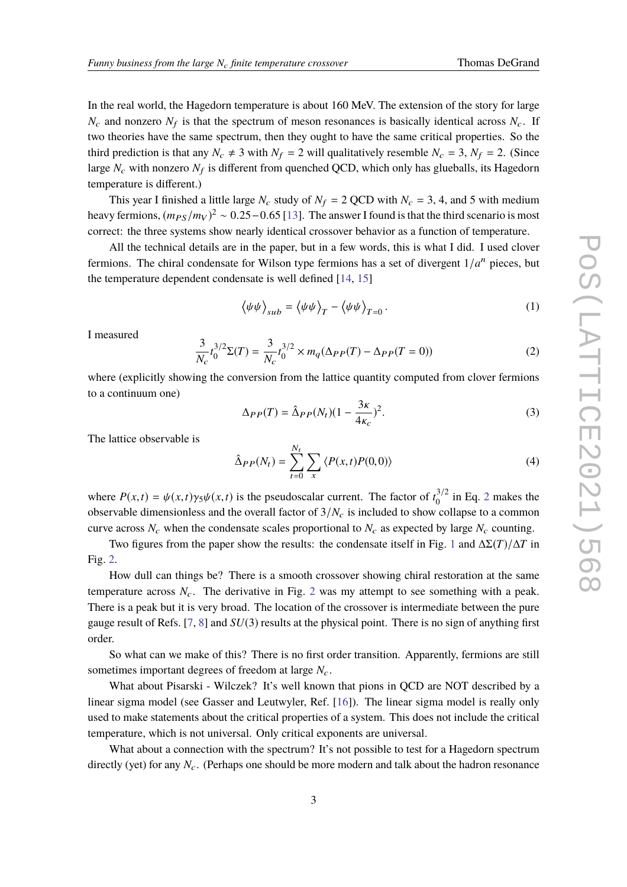In the real world, the Hagedorn temperature is about 160 MeV. The extension of the story for large $N_c$ and nonzero $N_f$ is that the spectrum of meson resonances is basically identical across $N_c$. If two theories have the same spectrum, then they ought to have the same critical properties. So the third prediction is that any $N_c \neq 3$ with $N_f = 2$ will qualitatively resemble $N_c = 3$, $N_f = 2$. (Since large $N_c$ with nonzero $N_f$ is different from quenched QCD, which only has glueballs, its Hagedorn temperature is different.)

This year I finished a little large $N_c$ study of $N_f = 2$ QCD with $N_c = 3$, 4, and 5 with medium heavy fermions, $(m_{PS}/m_V)^2 \sim 0.25-0.65$ [13]. The answer I found is that the third scenario is most correct: the three systems show nearly identical crossover behavior as a function of temperature.

All the technical details are in the paper, but in a few words, this is what I did. I used clover fermions. The chiral condensate for Wilson type fermions has a set of divergent $1/a^n$ pieces, but the temperature dependent condensate is well defined [14, 15]

$$\langle\psi\psi\rangle_{sub} = \langle\psi\psi\rangle_T - \langle\psi\psi\rangle_{T=0}. \tag{1}$$

I measured

$$\frac{3}{N_c} t_0^{3/2}\Sigma(T) = \frac{3}{N_c} t_0^{3/2} \times m_q(\Delta_{PP}(T) - \Delta_{PP}(T=0)) \tag{2}$$

where (explicitly showing the conversion from the lattice quantity computed from clover fermions to a continuum one)

$$\Delta_{PP}(T) = \hat{\Delta}_{PP}(N_t)(1 - \frac{3\kappa}{4\kappa_c})^2. \tag{3}$$

The lattice observable is

$$\hat{\Delta}_{PP}(N_t) = \sum_{t=0}^{N_t}\sum_x \langle P(x,t)P(0,0)\rangle \tag{4}$$

where $P(x,t) = \psi(x,t)\gamma_5\psi(x,t)$ is the pseudoscalar current. The factor of $t_0^{3/2}$ in Eq. 2 makes the observable dimensionless and the overall factor of $3/N_c$ is included to show collapse to a common curve across $N_c$ when the condensate scales proportional to $N_c$ as expected by large $N_c$ counting.

Two figures from the paper show the results: the condensate itself in Fig. 1 and $\Delta\Sigma(T)/\Delta T$ in Fig. 2.

How dull can things be? There is a smooth crossover showing chiral restoration at the same temperature across $N_c$. The derivative in Fig. 2 was my attempt to see something with a peak. There is a peak but it is very broad. The location of the crossover is intermediate between the pure gauge result of Refs. [7, 8] and $SU(3)$ results at the physical point. There is no sign of anything first order.

So what can we make of this? There is no first order transition. Apparently, fermions are still sometimes important degrees of freedom at large $N_c$.

What about Pisarski - Wilczek? It's well known that pions in QCD are NOT described by a linear sigma model (see Gasser and Leutwyler, Ref. [16]). The linear sigma model is really only used to make statements about the critical properties of a system. This does not include the critical temperature, which is not universal. Only critical exponents are universal.

What about a connection with the spectrum? It's not possible to test for a Hagedorn spectrum directly (yet) for any $N_c$. (Perhaps one should be more modern and talk about the hadron resonance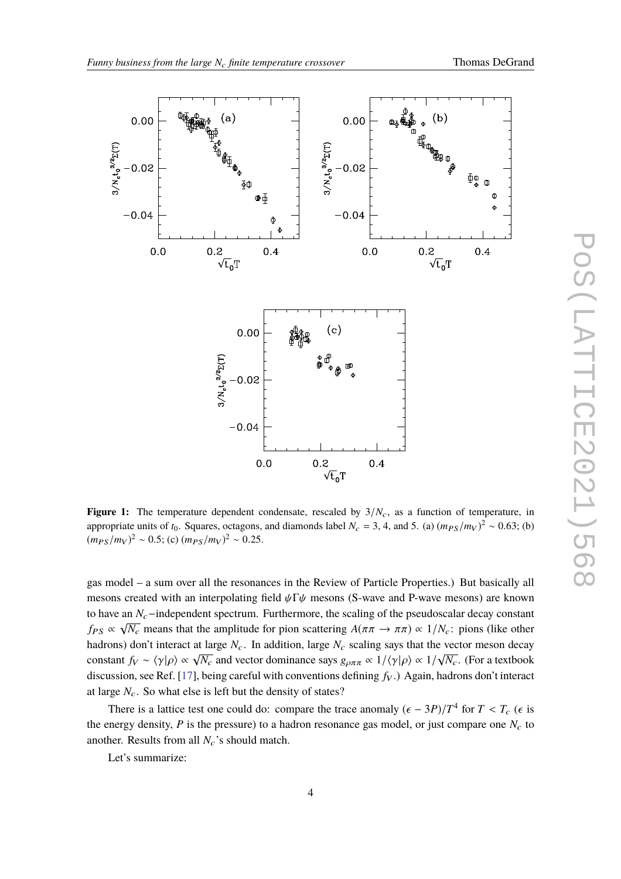**Figure 1:** The temperature dependent condensate, rescaled by $3/N_c$, as a function of temperature, in appropriate units of $t_0$. Squares, octagons, and diamonds label $N_c = 3$, 4, and 5. (a) $(m_{PS}/m_V)^2 \sim 0.63$; (b) $(m_{PS}/m_V)^2 \sim 0.5$; (c) $(m_{PS}/m_V)^2 \sim 0.25$.

gas model – a sum over all the resonances in the Review of Particle Properties.) But basically all mesons created with an interpolating field $\bar{\psi}\Gamma\psi$ mesons (S-wave and P-wave mesons) are known to have an $N_c$−independent spectrum. Furthermore, the scaling of the pseudoscalar decay constant $f_{PS} \propto \sqrt{N_c}$ means that the amplitude for pion scattering $A(\pi\pi \to \pi\pi) \propto 1/N_c$: pions (like other hadrons) don't interact at large $N_c$. In addition, large $N_c$ scaling says that the vector meson decay constant $f_V \sim \langle\gamma|\rho\rangle \propto \sqrt{N_c}$ and vector dominance says $g_{\rho\pi\pi} \propto 1/\langle\gamma|\rho\rangle \propto 1/\sqrt{N_c}$. (For a textbook discussion, see Ref. [17], being careful with conventions defining $f_V$.) Again, hadrons don't interact at large $N_c$. So what else is left but the density of states?

There is a lattice test one could do: compare the trace anomaly $(\epsilon - 3P)/T^4$ for $T < T_c$ ($\epsilon$ is the energy density, $P$ is the pressure) to a hadron resonance gas model, or just compare one $N_c$ to another. Results from all $N_c$'s should match.

Let's summarize: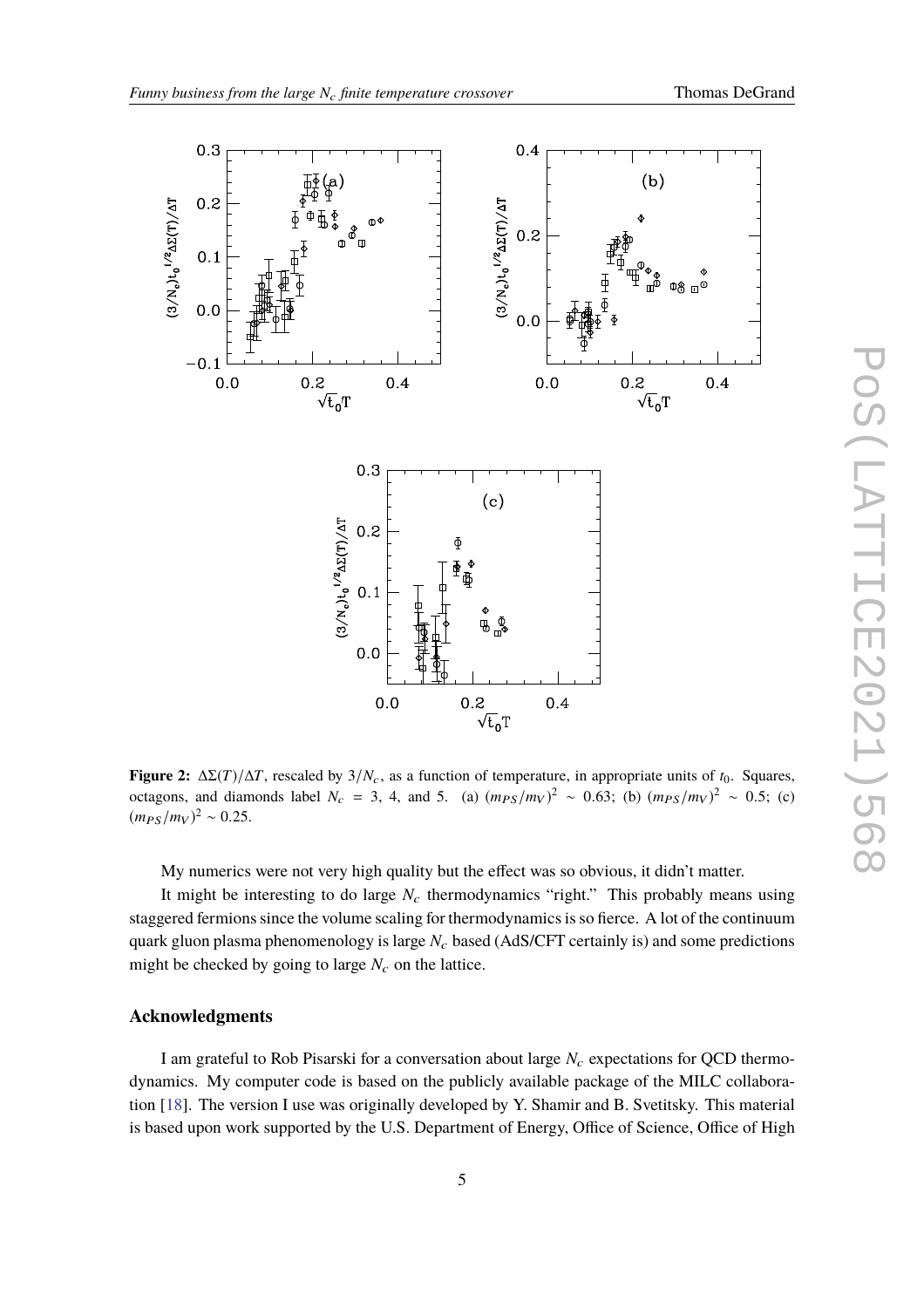**Figure 2:** $\Delta\Sigma(T)/\Delta T$, rescaled by $3/N_c$, as a function of temperature, in appropriate units of $t_0$. Squares, octagons, and diamonds label $N_c = 3$, 4, and 5. (a) $(m_{PS}/m_V)^2 \sim 0.63$; (b) $(m_{PS}/m_V)^2 \sim 0.5$; (c) $(m_{PS}/m_V)^2 \sim 0.25$.

My numerics were not very high quality but the effect was so obvious, it didn't matter.

It might be interesting to do large $N_c$ thermodynamics "right." This probably means using staggered fermions since the volume scaling for thermodynamics is so fierce. A lot of the continuum quark gluon plasma phenomenology is large $N_c$ based (AdS/CFT certainly is) and some predictions might be checked by going to large $N_c$ on the lattice.

## Acknowledgments

I am grateful to Rob Pisarski for a conversation about large $N_c$ expectations for QCD thermodynamics. My computer code is based on the publicly available package of the MILC collaboration [18]. The version I use was originally developed by Y. Shamir and B. Svetitsky. This material is based upon work supported by the U.S. Department of Energy, Office of Science, Office of High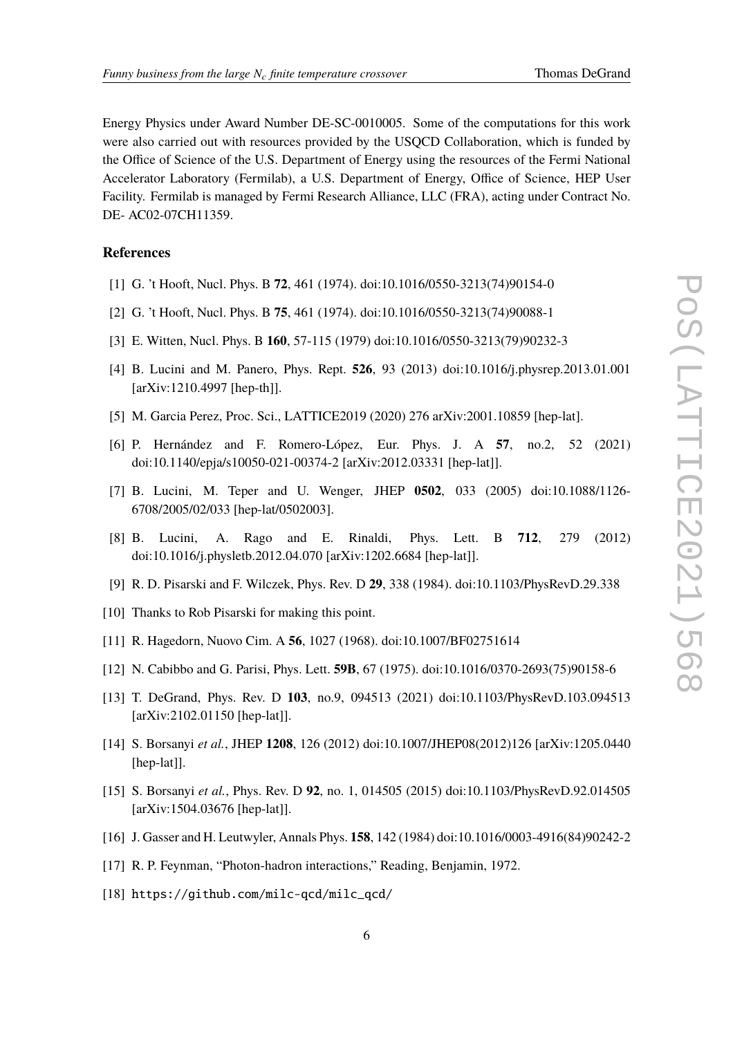Energy Physics under Award Number DE-SC-0010005. Some of the computations for this work were also carried out with resources provided by the USQCD Collaboration, which is funded by the Office of Science of the U.S. Department of Energy using the resources of the Fermi National Accelerator Laboratory (Fermilab), a U.S. Department of Energy, Office of Science, HEP User Facility. Fermilab is managed by Fermi Research Alliance, LLC (FRA), acting under Contract No. DE- AC02-07CH11359.

## References

[1] G. 't Hooft, Nucl. Phys. B **72**, 461 (1974). doi:10.1016/0550-3213(74)90154-0

[2] G. 't Hooft, Nucl. Phys. B **75**, 461 (1974). doi:10.1016/0550-3213(74)90088-1

[3] E. Witten, Nucl. Phys. B **160**, 57-115 (1979) doi:10.1016/0550-3213(79)90232-3

[4] B. Lucini and M. Panero, Phys. Rept. **526**, 93 (2013) doi:10.1016/j.physrep.2013.01.001 [arXiv:1210.4997 [hep-th]].

[5] M. Garcia Perez, Proc. Sci., LATTICE2019 (2020) 276 arXiv:2001.10859 [hep-lat].

[6] P. Hernández and F. Romero-López, Eur. Phys. J. A **57**, no.2, 52 (2021) doi:10.1140/epja/s10050-021-00374-2 [arXiv:2012.03331 [hep-lat]].

[7] B. Lucini, M. Teper and U. Wenger, JHEP **0502**, 033 (2005) doi:10.1088/1126-6708/2005/02/033 [hep-lat/0502003].

[8] B. Lucini, A. Rago and E. Rinaldi, Phys. Lett. B **712**, 279 (2012) doi:10.1016/j.physletb.2012.04.070 [arXiv:1202.6684 [hep-lat]].

[9] R. D. Pisarski and F. Wilczek, Phys. Rev. D **29**, 338 (1984). doi:10.1103/PhysRevD.29.338

[10] Thanks to Rob Pisarski for making this point.

[11] R. Hagedorn, Nuovo Cim. A **56**, 1027 (1968). doi:10.1007/BF02751614

[12] N. Cabibbo and G. Parisi, Phys. Lett. **59B**, 67 (1975). doi:10.1016/0370-2693(75)90158-6

[13] T. DeGrand, Phys. Rev. D **103**, no.9, 094513 (2021) doi:10.1103/PhysRevD.103.094513 [arXiv:2102.01150 [hep-lat]].

[14] S. Borsanyi *et al.*, JHEP **1208**, 126 (2012) doi:10.1007/JHEP08(2012)126 [arXiv:1205.0440 [hep-lat]].

[15] S. Borsanyi *et al.*, Phys. Rev. D **92**, no. 1, 014505 (2015) doi:10.1103/PhysRevD.92.014505 [arXiv:1504.03676 [hep-lat]].

[16] J. Gasser and H. Leutwyler, Annals Phys. **158**, 142 (1984) doi:10.1016/0003-4916(84)90242-2

[17] R. P. Feynman, "Photon-hadron interactions," Reading, Benjamin, 1972.

[18] `https://github.com/milc-qcd/milc_qcd/`